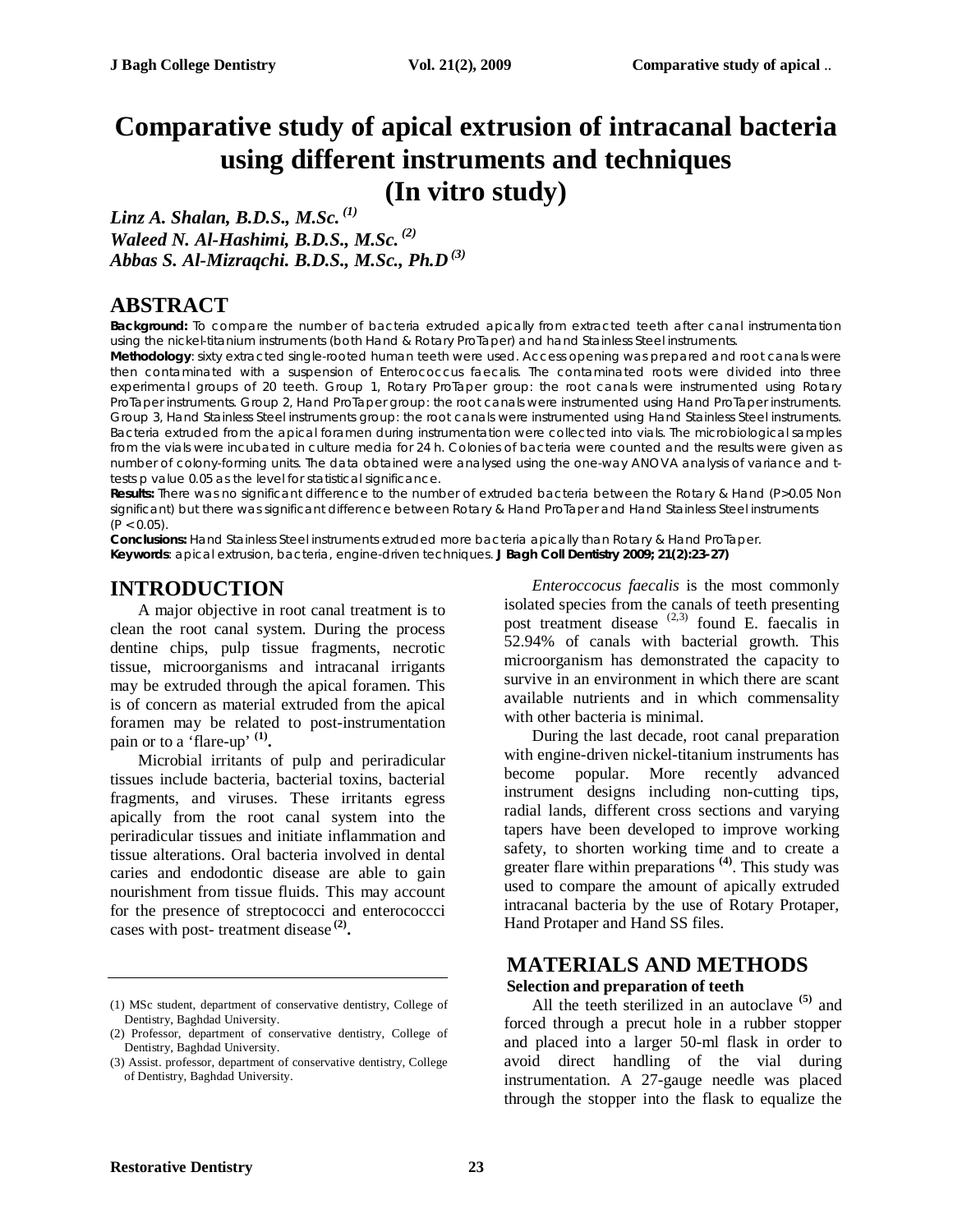# Comparative study of apical extrusion of intracanal bacteria using different instruments and techniques (In vitro study)

*Linz A. Shalan, B.D.S., M.Sc.* [(1)]
*Waleed N. Al-Hashimi, B.D.S., M.Sc.* [(2)]
*Abbas S. Al-Mizraqchi. B.D.S., M.Sc., Ph.D* [(3)]

## ABSTRACT

**Background:** To compare the number of bacteria extruded apically from extracted teeth after canal instrumentation using the nickel-titanium instruments (both Hand & Rotary ProTaper) and hand Stainless Steel instruments.

**Methodology**: sixty extracted single-rooted human teeth were used. Access opening was prepared and root canals were then contaminated with a suspension of Enterococcus faecalis. The contaminated roots were divided into three experimental groups of 20 teeth. Group 1, Rotary ProTaper group: the root canals were instrumented using Rotary ProTaper instruments. Group 2, Hand ProTaper group: the root canals were instrumented using Hand ProTaper instruments. Group 3, Hand Stainless Steel instruments group: the root canals were instrumented using Hand Stainless Steel instruments. Bacteria extruded from the apical foramen during instrumentation were collected into vials. The microbiological samples from the vials were incubated in culture media for 24 h. Colonies of bacteria were counted and the results were given as number of colony-forming units. The data obtained were analysed using the one-way ANOVA analysis of variance and t-tests p value 0.05 as the level for statistical significance.

**Results:** There was no significant difference to the number of extruded bacteria between the Rotary & Hand ($P>0.05$ Non significant) but there was significant difference between Rotary & Hand ProTaper and Hand Stainless Steel instruments ($P < 0.05$).

**Conclusions:** Hand Stainless Steel instruments extruded more bacteria apically than Rotary & Hand ProTaper.

**Keywords**: apical extrusion, bacteria, engine-driven techniques. **J Bagh Coll Dentistry 2009; 21(2):23-27)**

## INTRODUCTION

A major objective in root canal treatment is to clean the root canal system. During the process dentine chips, pulp tissue fragments, necrotic tissue, microorganisms and intracanal irrigants may be extruded through the apical foramen. This is of concern as material extruded from the apical foramen may be related to post-instrumentation pain or to a 'flare-up' **[(1)]**.

Microbial irritants of pulp and periradicular tissues include bacteria, bacterial toxins, bacterial fragments, and viruses. These irritants egress apically from the root canal system into the periradicular tissues and initiate inflammation and tissue alterations. Oral bacteria involved in dental caries and endodontic disease are able to gain nourishment from tissue fluids. This may account for the presence of streptococci and enterococcci cases with post- treatment disease **[(2)]**.

*Enteroccocus faecalis* is the most commonly isolated species from the canals of teeth presenting post treatment disease [(2,3)] found E. faecalis in 52.94% of canals with bacterial growth. This microorganism has demonstrated the capacity to survive in an environment in which there are scant available nutrients and in which commensality with other bacteria is minimal.

During the last decade, root canal preparation with engine-driven nickel-titanium instruments has become popular. More recently advanced instrument designs including non-cutting tips, radial lands, different cross sections and varying tapers have been developed to improve working safety, to shorten working time and to create a greater flare within preparations **[(4)]**. This study was used to compare the amount of apically extruded intracanal bacteria by the use of Rotary Protaper, Hand Protaper and Hand SS files.

## MATERIALS AND METHODS

### Selection and preparation of teeth

All the teeth sterilized in an autoclave **[(5)]** and forced through a precut hole in a rubber stopper and placed into a larger 50-ml flask in order to avoid direct handling of the vial during instrumentation. A 27-gauge needle was placed through the stopper into the flask to equalize the

---

(1) MSc student, department of conservative dentistry, College of Dentistry, Baghdad University.
(2) Professor, department of conservative dentistry, College of Dentistry, Baghdad University.
(3) Assist. professor, department of conservative dentistry, College of Dentistry, Baghdad University.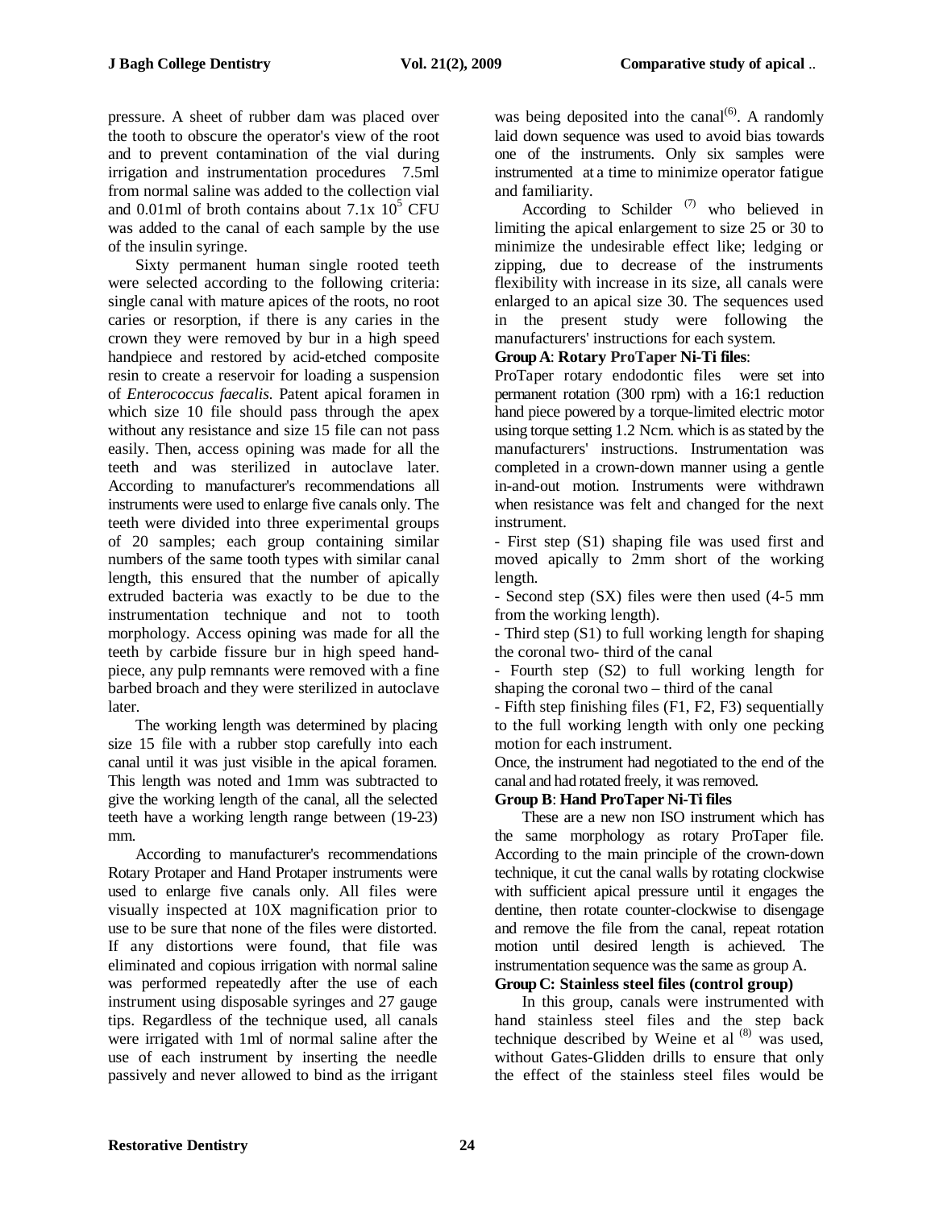pressure. A sheet of rubber dam was placed over the tooth to obscure the operator's view of the root and to prevent contamination of the vial during irrigation and instrumentation procedures 7.5ml from normal saline was added to the collection vial and 0.01ml of broth contains about $7.1 \times 10^5$ CFU was added to the canal of each sample by the use of the insulin syringe.

Sixty permanent human single rooted teeth were selected according to the following criteria: single canal with mature apices of the roots, no root caries or resorption, if there is any caries in the crown they were removed by bur in a high speed handpiece and restored by acid-etched composite resin to create a reservoir for loading a suspension of *Enterococcus faecalis*. Patent apical foramen in which size 10 file should pass through the apex without any resistance and size 15 file can not pass easily. Then, access opining was made for all the teeth and was sterilized in autoclave later. According to manufacturer's recommendations all instruments were used to enlarge five canals only. The teeth were divided into three experimental groups of 20 samples; each group containing similar numbers of the same tooth types with similar canal length, this ensured that the number of apically extruded bacteria was exactly to be due to the instrumentation technique and not to tooth morphology. Access opining was made for all the teeth by carbide fissure bur in high speed hand-piece, any pulp remnants were removed with a fine barbed broach and they were sterilized in autoclave later.

The working length was determined by placing size 15 file with a rubber stop carefully into each canal until it was just visible in the apical foramen. This length was noted and 1mm was subtracted to give the working length of the canal, all the selected teeth have a working length range between (19-23) mm.

According to manufacturer's recommendations Rotary Protaper and Hand Protaper instruments were used to enlarge five canals only. All files were visually inspected at 10X magnification prior to use to be sure that none of the files were distorted. If any distortions were found, that file was eliminated and copious irrigation with normal saline was performed repeatedly after the use of each instrument using disposable syringes and 27 gauge tips. Regardless of the technique used, all canals were irrigated with 1ml of normal saline after the use of each instrument by inserting the needle passively and never allowed to bind as the irrigant was being deposited into the canal[6]. A randomly laid down sequence was used to avoid bias towards one of the instruments. Only six samples were instrumented at a time to minimize operator fatigue and familiarity.

According to Schilder [7] who believed in limiting the apical enlargement to size 25 or 30 to minimize the undesirable effect like; ledging or zipping, due to decrease of the instruments flexibility with increase in its size, all canals were enlarged to an apical size 30. The sequences used in the present study were following the manufacturers' instructions for each system.

**Group A**: **Rotary ProTaper Ni-Ti files**:

ProTaper rotary endodontic files were set into permanent rotation (300 rpm) with a 16:1 reduction hand piece powered by a torque-limited electric motor using torque setting 1.2 Ncm. which is as stated by the manufacturers' instructions. Instrumentation was completed in a crown-down manner using a gentle in-and-out motion. Instruments were withdrawn when resistance was felt and changed for the next instrument.

- First step (S1) shaping file was used first and moved apically to 2mm short of the working length.
- Second step (SX) files were then used (4-5 mm from the working length).
- Third step (S1) to full working length for shaping the coronal two- third of the canal
- Fourth step (S2) to full working length for shaping the coronal two – third of the canal
- Fifth step finishing files (F1, F2, F3) sequentially to the full working length with only one pecking motion for each instrument.

Once, the instrument had negotiated to the end of the canal and had rotated freely, it was removed.

**Group B**: **Hand ProTaper Ni-Ti files**

These are a new non ISO instrument which has the same morphology as rotary ProTaper file. According to the main principle of the crown-down technique, it cut the canal walls by rotating clockwise with sufficient apical pressure until it engages the dentine, then rotate counter-clockwise to disengage and remove the file from the canal, repeat rotation motion until desired length is achieved. The instrumentation sequence was the same as group A.

**Group C: Stainless steel files (control group)**

In this group, canals were instrumented with hand stainless steel files and the step back technique described by Weine et al [8] was used, without Gates-Glidden drills to ensure that only the effect of the stainless steel files would be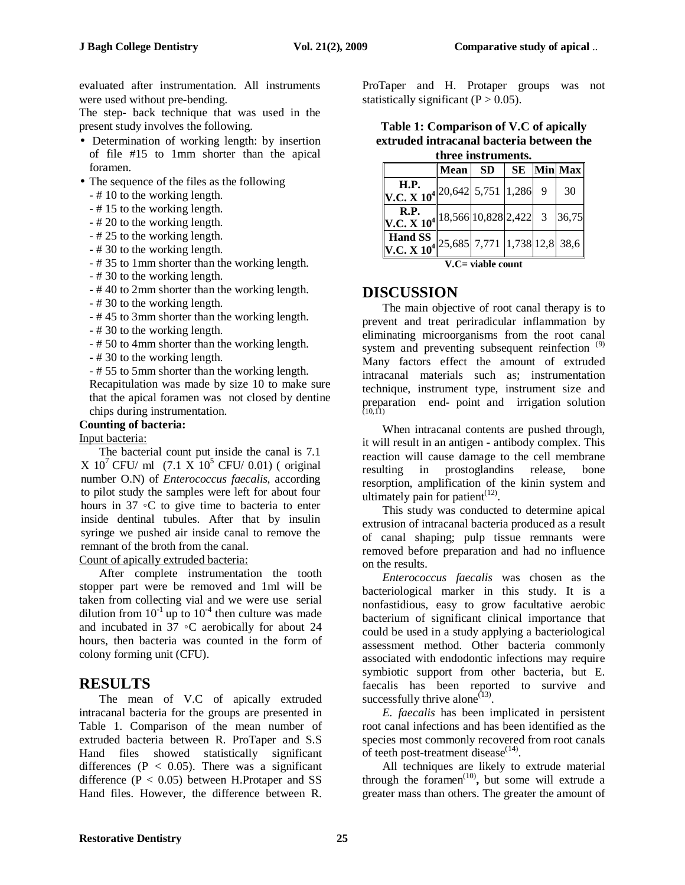evaluated after instrumentation. All instruments were used without pre-bending.

The step- back technique that was used in the present study involves the following.

- Determination of working length: by insertion of file #15 to 1mm shorter than the apical foramen.
- The sequence of the files as the following
  - # 10 to the working length.
  - # 15 to the working length.
  - # 20 to the working length.
  - # 25 to the working length.
  - # 30 to the working length.
  - # 35 to 1mm shorter than the working length.
  - # 30 to the working length.
  - # 40 to 2mm shorter than the working length.
  - # 30 to the working length.
  - # 45 to 3mm shorter than the working length.
  - # 30 to the working length.
  - # 50 to 4mm shorter than the working length.
  - # 30 to the working length.
  - # 55 to 5mm shorter than the working length.

  Recapitulation was made by size 10 to make sure that the apical foramen was not closed by dentine chips during instrumentation.

**Counting of bacteria:**

Input bacteria:

The bacterial count put inside the canal is 7.1 X $10^7$ CFU/ ml (7.1 X $10^5$ CFU/ 0.01) ( original number O.N) of *Enterococcus faecalis*, according to pilot study the samples were left for about four hours in 37 ◦C to give time to bacteria to enter inside dentinal tubules. After that by insulin syringe we pushed air inside canal to remove the remnant of the broth from the canal.

Count of apically extruded bacteria:

After complete instrumentation the tooth stopper part were be removed and 1ml will be taken from collecting vial and we were use serial dilution from $10^{-1}$ up to $10^{-4}$ then culture was made and incubated in 37 ◦C aerobically for about 24 hours, then bacteria was counted in the form of colony forming unit (CFU).

## RESULTS

The mean of V.C of apically extruded intracanal bacteria for the groups are presented in Table 1. Comparison of the mean number of extruded bacteria between R. ProTaper and S.S Hand files showed statistically significant differences ($P < 0.05$). There was a significant difference ($P < 0.05$) between H.Protaper and SS Hand files. However, the difference between R. ProTaper and H. Protaper groups was not statistically significant ($P > 0.05$).

**Table 1: Comparison of V.C of apically extruded intracanal bacteria between the three instruments.**

| | Mean | SD | SE | Min | Max |
|---|---|---|---|---|---|
| **H.P. V.C. X $10^4$** | 20,642 | 5,751 | 1,286 | 9 | 30 |
| **R.P. V.C. X $10^4$** | 18,566 | 10,828 | 2,422 | 3 | 36,75 |
| **Hand SS V.C. X $10^4$** | 25,685 | 7,771 | 1,738 | 12,8 | 38,6 |

**V.C= viable count**

## DISCUSSION

The main objective of root canal therapy is to prevent and treat periradicular inflammation by eliminating microorganisms from the root canal system and preventing subsequent reinfection [9] Many factors effect the amount of extruded intracanal materials such as; instrumentation technique, instrument type, instrument size and preparation end- point and irrigation solution [10,11]

When intracanal contents are pushed through, it will result in an antigen - antibody complex. This reaction will cause damage to the cell membrane resulting in prostoglandins release, bone resorption, amplification of the kinin system and ultimately pain for patient[12].

This study was conducted to determine apical extrusion of intracanal bacteria produced as a result of canal shaping; pulp tissue remnants were removed before preparation and had no influence on the results.

*Enterococcus faecalis* was chosen as the bacteriological marker in this study. It is a nonfastidious, easy to grow facultative aerobic bacterium of significant clinical importance that could be used in a study applying a bacteriological assessment method. Other bacteria commonly associated with endodontic infections may require symbiotic support from other bacteria, but E. faecalis has been reported to survive and successfully thrive alone[13].

*E. faecalis* has been implicated in persistent root canal infections and has been identified as the species most commonly recovered from root canals of teeth post-treatment disease[14].

All techniques are likely to extrude material through the foramen[10], but some will extrude a greater mass than others. The greater the amount of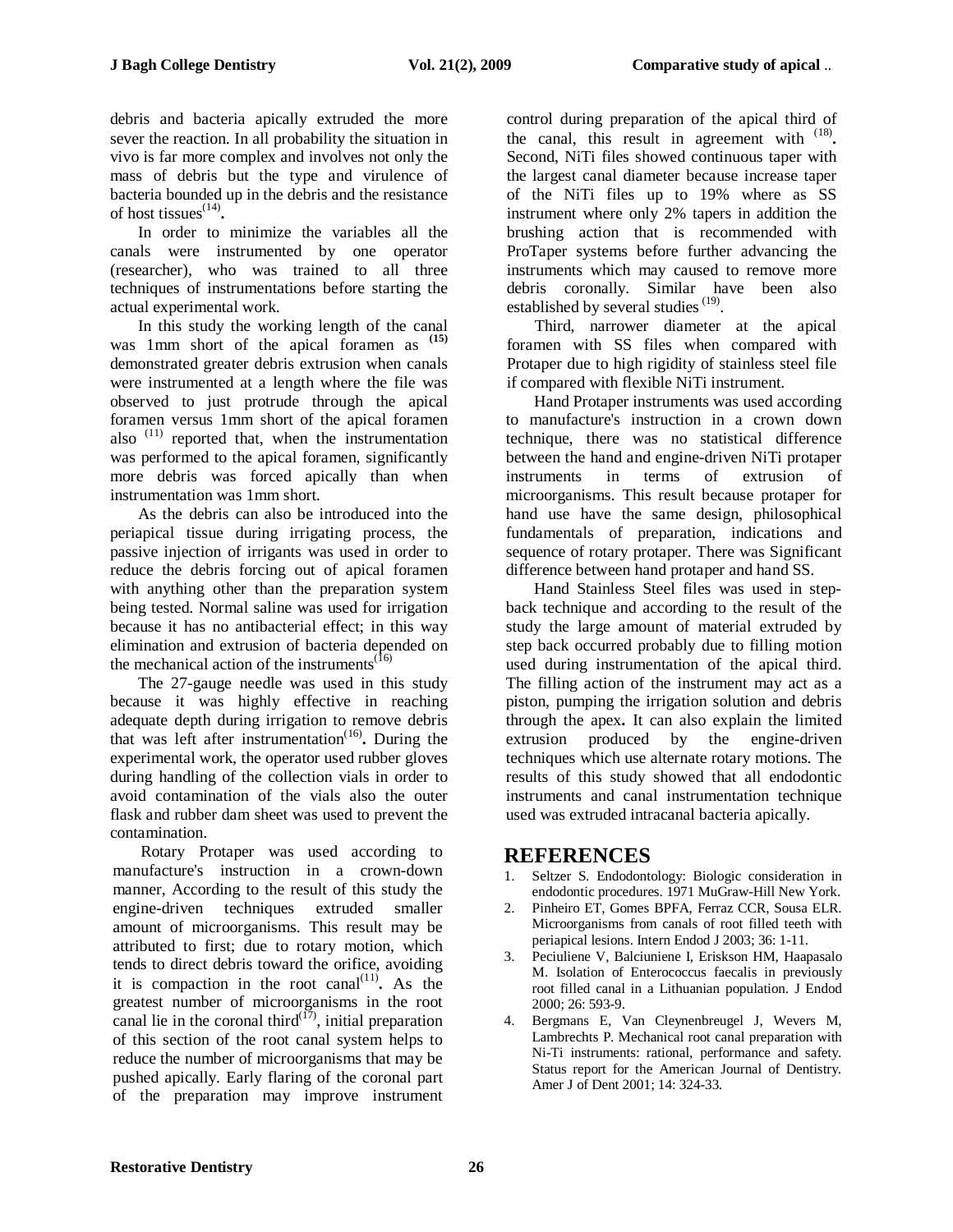debris and bacteria apically extruded the more sever the reaction. In all probability the situation in vivo is far more complex and involves not only the mass of debris but the type and virulence of bacteria bounded up in the debris and the resistance of host tissues[14].

In order to minimize the variables all the canals were instrumented by one operator (researcher), who was trained to all three techniques of instrumentations before starting the actual experimental work.

In this study the working length of the canal was 1mm short of the apical foramen as [15] demonstrated greater debris extrusion when canals were instrumented at a length where the file was observed to just protrude through the apical foramen versus 1mm short of the apical foramen also [11] reported that, when the instrumentation was performed to the apical foramen, significantly more debris was forced apically than when instrumentation was 1mm short.

As the debris can also be introduced into the periapical tissue during irrigating process, the passive injection of irrigants was used in order to reduce the debris forcing out of apical foramen with anything other than the preparation system being tested. Normal saline was used for irrigation because it has no antibacterial effect; in this way elimination and extrusion of bacteria depended on the mechanical action of the instruments[16]

The 27-gauge needle was used in this study because it was highly effective in reaching adequate depth during irrigation to remove debris that was left after instrumentation[16]**.** During the experimental work, the operator used rubber gloves during handling of the collection vials in order to avoid contamination of the vials also the outer flask and rubber dam sheet was used to prevent the contamination.

Rotary Protaper was used according to manufacture's instruction in a crown-down manner, According to the result of this study the engine-driven techniques extruded smaller amount of microorganisms. This result may be attributed to first; due to rotary motion, which tends to direct debris toward the orifice, avoiding it is compaction in the root canal[11]**.** As the greatest number of microorganisms in the root canal lie in the coronal third[17], initial preparation of this section of the root canal system helps to reduce the number of microorganisms that may be pushed apically. Early flaring of the coronal part of the preparation may improve instrument control during preparation of the apical third of the canal, this result in agreement with [18]**.** Second, NiTi files showed continuous taper with the largest canal diameter because increase taper of the NiTi files up to 19% where as SS instrument where only 2% tapers in addition the brushing action that is recommended with ProTaper systems before further advancing the instruments which may caused to remove more debris coronally. Similar have been also established by several studies [19].

Third, narrower diameter at the apical foramen with SS files when compared with Protaper due to high rigidity of stainless steel file if compared with flexible NiTi instrument.

Hand Protaper instruments was used according to manufacture's instruction in a crown down technique, there was no statistical difference between the hand and engine-driven NiTi protaper instruments in terms of extrusion of microorganisms. This result because protaper for hand use have the same design, philosophical fundamentals of preparation, indications and sequence of rotary protaper. There was Significant difference between hand protaper and hand SS.

Hand Stainless Steel files was used in step-back technique and according to the result of the study the large amount of material extruded by step back occurred probably due to filling motion used during instrumentation of the apical third. The filling action of the instrument may act as a piston, pumping the irrigation solution and debris through the apex**.** It can also explain the limited extrusion produced by the engine-driven techniques which use alternate rotary motions. The results of this study showed that all endodontic instruments and canal instrumentation technique used was extruded intracanal bacteria apically.

# REFERENCES

1. Seltzer S. Endodontology: Biologic consideration in endodontic procedures. 1971 MuGraw-Hill New York.
2. Pinheiro ET, Gomes BPFA, Ferraz CCR, Sousa ELR. Microorganisms from canals of root filled teeth with periapical lesions. Intern Endod J 2003; 36: 1-11.
3. Peciuliene V, Balciuniene I, Eriskson HM, Haapasalo M. Isolation of Enterococcus faecalis in previously root filled canal in a Lithuanian population. J Endod 2000; 26: 593-9.
4. Bergmans E, Van Cleynenbreugel J, Wevers M, Lambrechts P. Mechanical root canal preparation with Ni-Ti instruments: rational, performance and safety. Status report for the American Journal of Dentistry. Amer J of Dent 2001; 14: 324-33.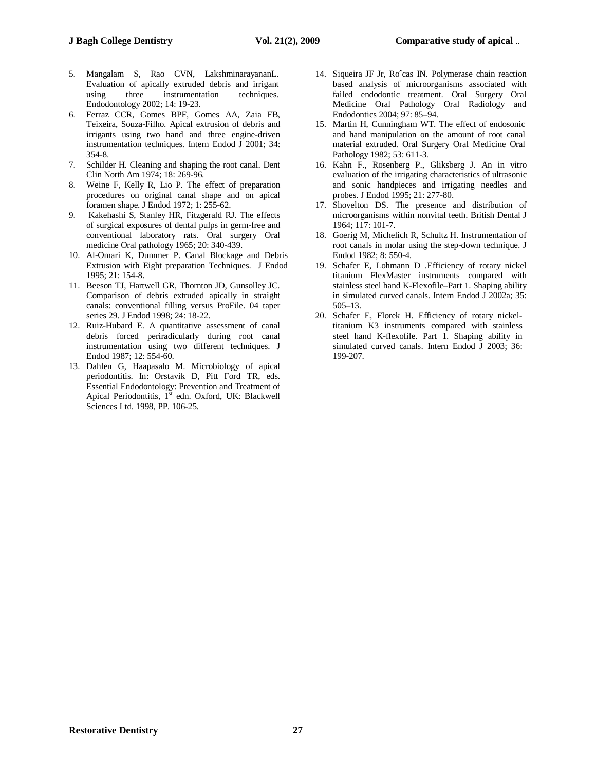5. Mangalam S, Rao CVN, LakshminarayananL. Evaluation of apically extruded debris and irrigant using three instrumentation techniques. Endodontology 2002; 14: 19-23.
6. Ferraz CCR, Gomes BPF, Gomes AA, Zaia FB, Teixeira, Souza-Filho. Apical extrusion of debris and irrigants using two hand and three engine-driven instrumentation techniques. Intern Endod J 2001; 34: 354-8.
7. Schilder H. Cleaning and shaping the root canal. Dent Clin North Am 1974; 18: 269-96.
8. Weine F, Kelly R, Lio P. The effect of preparation procedures on original canal shape and on apical foramen shape. J Endod 1972; 1: 255-62.
9. Kakehashi S, Stanley HR, Fitzgerald RJ. The effects of surgical exposures of dental pulps in germ-free and conventional laboratory rats. Oral surgery Oral medicine Oral pathology 1965; 20: 340-439.
10. Al-Omari K, Dummer P. Canal Blockage and Debris Extrusion with Eight preparation Techniques. J Endod 1995; 21: 154-8.
11. Beeson TJ, Hartwell GR, Thornton JD, Gunsolley JC. Comparison of debris extruded apically in straight canals: conventional filling versus ProFile. 04 taper series 29. J Endod 1998; 24: 18-22.
12. Ruiz-Hubard E. A quantitative assessment of canal debris forced periradicularly during root canal instrumentation using two different techniques. J Endod 1987; 12: 554-60.
13. Dahlen G, Haapasalo M. Microbiology of apical periodontitis. In: Orstavik D, Pitt Ford TR, eds. Essential Endodontology: Prevention and Treatment of Apical Periodontitis, 1st edn. Oxford, UK: Blackwell Sciences Ltd. 1998, PP. 106-25.
14. Siqueira JF Jr, Roˆcas IN. Polymerase chain reaction based analysis of microorganisms associated with failed endodontic treatment. Oral Surgery Oral Medicine Oral Pathology Oral Radiology and Endodontics 2004; 97: 85–94.
15. Martin H, Cunningham WT. The effect of endosonic and hand manipulation on the amount of root canal material extruded. Oral Surgery Oral Medicine Oral Pathology 1982; 53: 611-3.
16. Kahn F., Rosenberg P., Gliksberg J. An in vitro evaluation of the irrigating characteristics of ultrasonic and sonic handpieces and irrigating needles and probes. J Endod 1995; 21: 277-80.
17. Shovelton DS. The presence and distribution of microorganisms within nonvital teeth. British Dental J 1964; 117: 101-7.
18. Goerig M, Michelich R, Schultz H. Instrumentation of root canals in molar using the step-down technique. J Endod 1982; 8: 550-4.
19. Schafer E, Lohmann D .Efficiency of rotary nickel titanium FlexMaster instruments compared with stainless steel hand K-Flexofile–Part 1. Shaping ability in simulated curved canals. Intern Endod J 2002a; 35: 505–13.
20. Schafer E, Florek H. Efficiency of rotary nickel-titanium K3 instruments compared with stainless steel hand K-flexofile. Part 1. Shaping ability in simulated curved canals. Intern Endod J 2003; 36: 199-207.